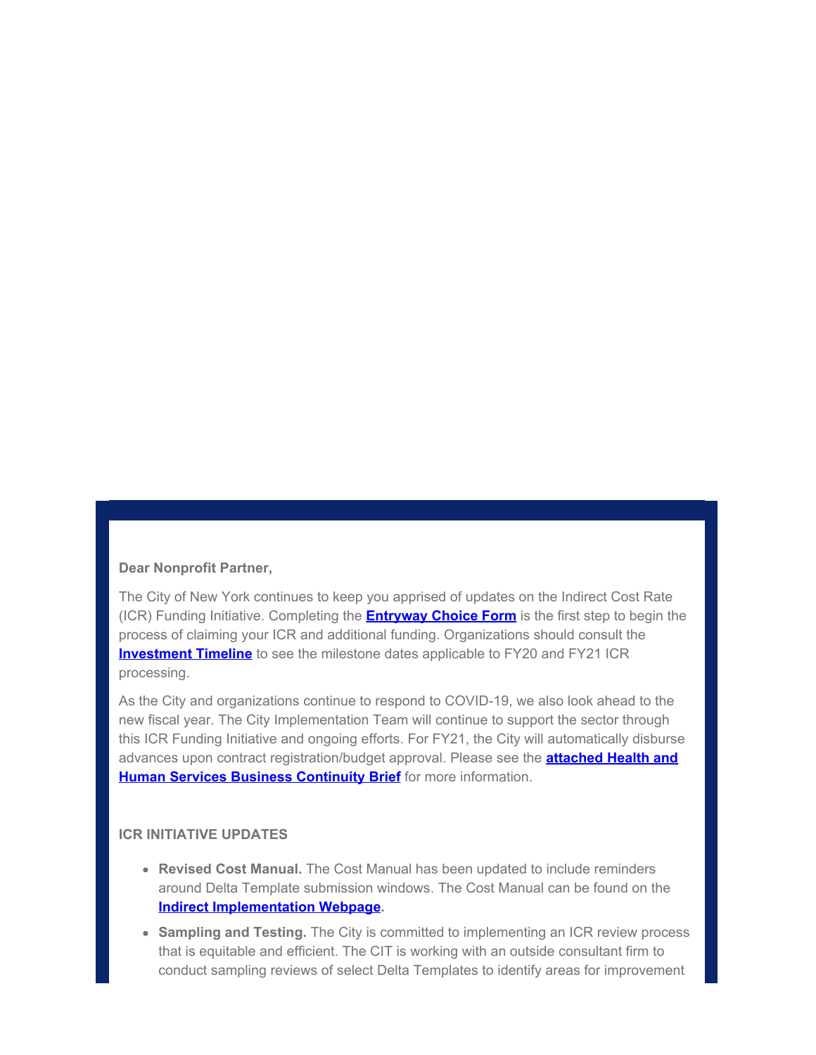**Dear Nonprofit Partner,**

The City of New York continues to keep you apprised of updates on the Indirect Cost Rate (ICR) Funding Initiative. Completing the **Entryway Choice Form** is the first step to begin the process of claiming your ICR and additional funding. Organizations should consult the **Investment Timeline** to see the milestone dates applicable to FY20 and FY21 ICR processing.

As the City and organizations continue to respond to COVID-19, we also look ahead to the new fiscal year. The City Implementation Team will continue to support the sector through this ICR Funding Initiative and ongoing efforts. For FY21, the City will automatically disburse advances upon contract registration/budget approval. Please see the **attached Health and Human Services Business Continuity Brief** for more information.

**ICR INITIATIVE UPDATES**

- **Revised Cost Manual.** The Cost Manual has been updated to include reminders around Delta Template submission windows. The Cost Manual can be found on the **Indirect Implementation Webpage**.
- **Sampling and Testing.** The City is committed to implementing an ICR review process that is equitable and efficient. The CIT is working with an outside consultant firm to conduct sampling reviews of select Delta Templates to identify areas for improvement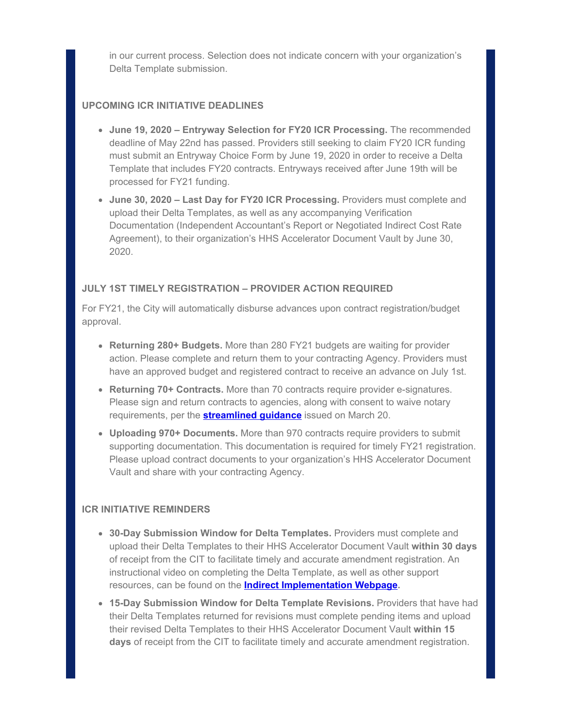in our current process. Selection does not indicate concern with your organization's Delta Template submission.

### UPCOMING ICR INITIATIVE DEADLINES

- **June 19, 2020 – Entryway Selection for FY20 ICR Processing.** The recommended deadline of May 22nd has passed. Providers still seeking to claim FY20 ICR funding must submit an Entryway Choice Form by June 19, 2020 in order to receive a Delta Template that includes FY20 contracts. Entryways received after June 19th will be processed for FY21 funding.
- **June 30, 2020 – Last Day for FY20 ICR Processing.** Providers must complete and upload their Delta Templates, as well as any accompanying Verification Documentation (Independent Accountant's Report or Negotiated Indirect Cost Rate Agreement), to their organization's HHS Accelerator Document Vault by June 30, 2020.

### JULY 1ST TIMELY REGISTRATION – PROVIDER ACTION REQUIRED

For FY21, the City will automatically disburse advances upon contract registration/budget approval.

- **Returning 280+ Budgets.** More than 280 FY21 budgets are waiting for provider action. Please complete and return them to your contracting Agency. Providers must have an approved budget and registered contract to receive an advance on July 1st.
- **Returning 70+ Contracts.** More than 70 contracts require provider e-signatures. Please sign and return contracts to agencies, along with consent to waive notary requirements, per the **streamlined guidance** issued on March 20.
- **Uploading 970+ Documents.** More than 970 contracts require providers to submit supporting documentation. This documentation is required for timely FY21 registration. Please upload contract documents to your organization's HHS Accelerator Document Vault and share with your contracting Agency.

### ICR INITIATIVE REMINDERS

- **30-Day Submission Window for Delta Templates.** Providers must complete and upload their Delta Templates to their HHS Accelerator Document Vault **within 30 days** of receipt from the CIT to facilitate timely and accurate amendment registration. An instructional video on completing the Delta Template, as well as other support resources, can be found on the **Indirect Implementation Webpage.**
- **15-Day Submission Window for Delta Template Revisions.** Providers that have had their Delta Templates returned for revisions must complete pending items and upload their revised Delta Templates to their HHS Accelerator Document Vault **within 15 days** of receipt from the CIT to facilitate timely and accurate amendment registration.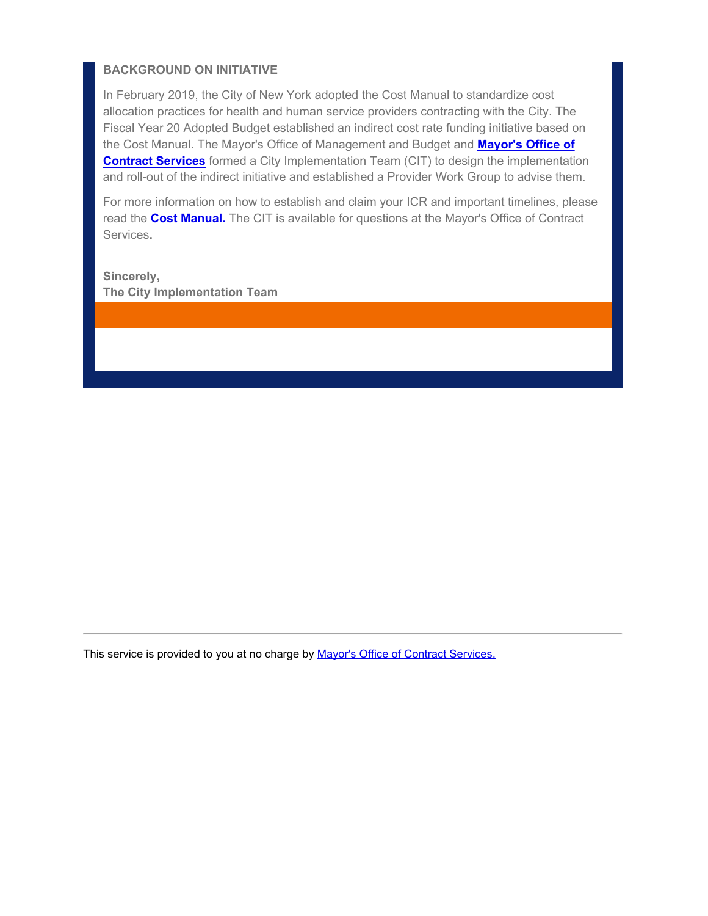**BACKGROUND ON INITIATIVE**

In February 2019, the City of New York adopted the Cost Manual to standardize cost allocation practices for health and human service providers contracting with the City. The Fiscal Year 20 Adopted Budget established an indirect cost rate funding initiative based on the Cost Manual. The Mayor's Office of Management and Budget and **Mayor's Office of Contract Services** formed a City Implementation Team (CIT) to design the implementation and roll-out of the indirect initiative and established a Provider Work Group to advise them.

For more information on how to establish and claim your ICR and important timelines, please read the **Cost Manual.** The CIT is available for questions at the Mayor's Office of Contract Services.

**Sincerely,**
**The City Implementation Team**

---

This service is provided to you at no charge by Mayor's Office of Contract Services.